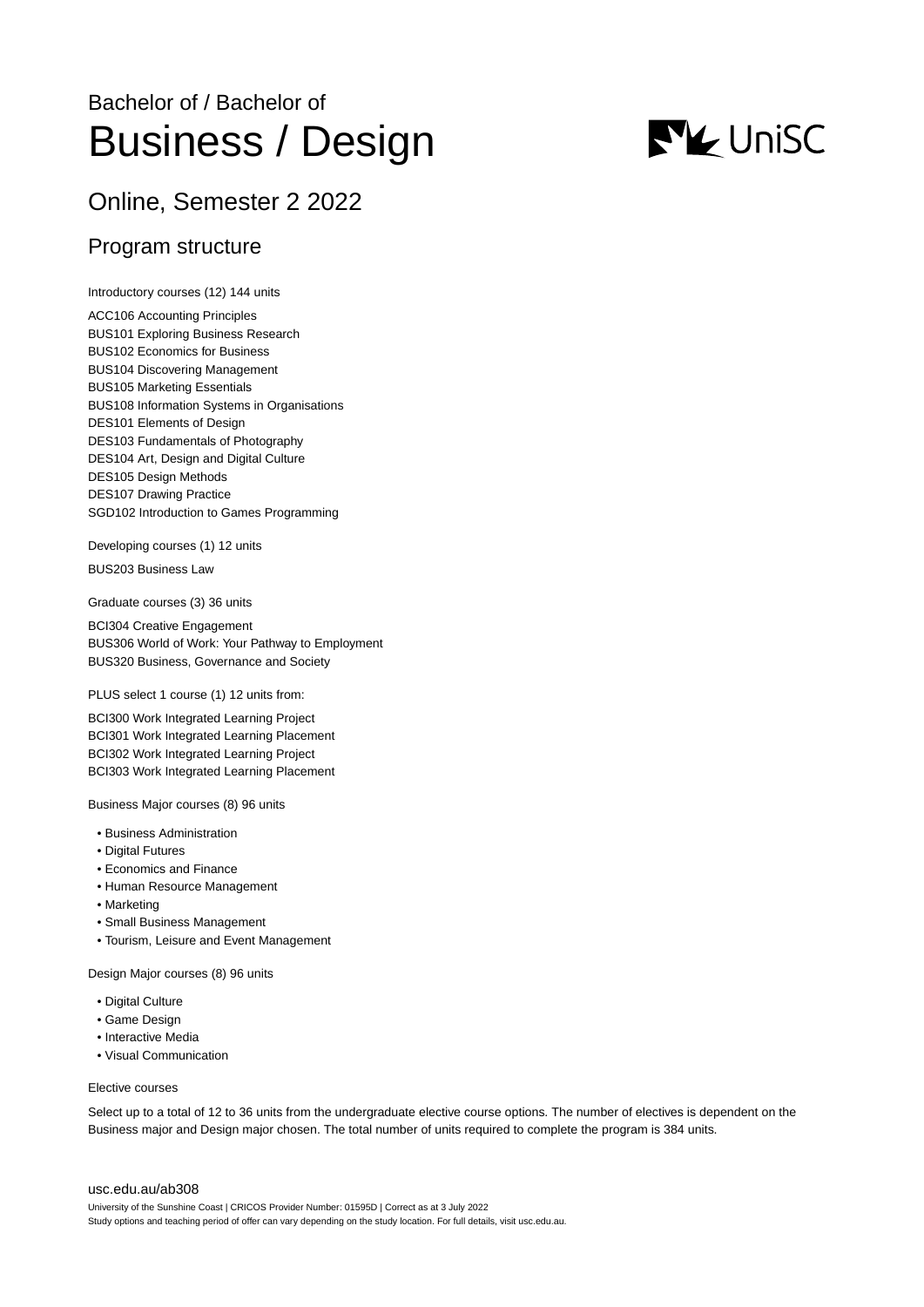Bachelor of / Bachelor of

# Business / Design

## Online, Semester 2 2022

### Program structure

Introductory courses (12) 144 units

ACC106 Accounting Principles
BUS101 Exploring Business Research
BUS102 Economics for Business
BUS104 Discovering Management
BUS105 Marketing Essentials
BUS108 Information Systems in Organisations
DES101 Elements of Design
DES103 Fundamentals of Photography
DES104 Art, Design and Digital Culture
DES105 Design Methods
DES107 Drawing Practice
SGD102 Introduction to Games Programming

Developing courses (1) 12 units

BUS203 Business Law

Graduate courses (3) 36 units

BCI304 Creative Engagement
BUS306 World of Work: Your Pathway to Employment
BUS320 Business, Governance and Society

PLUS select 1 course (1) 12 units from:

BCI300 Work Integrated Learning Project
BCI301 Work Integrated Learning Placement
BCI302 Work Integrated Learning Project
BCI303 Work Integrated Learning Placement

Business Major courses (8) 96 units

- Business Administration
- Digital Futures
- Economics and Finance
- Human Resource Management
- Marketing
- Small Business Management
- Tourism, Leisure and Event Management

Design Major courses (8) 96 units

- Digital Culture
- Game Design
- Interactive Media
- Visual Communication

Elective courses

Select up to a total of 12 to 36 units from the undergraduate elective course options. The number of electives is dependent on the Business major and Design major chosen. The total number of units required to complete the program is 384 units.

usc.edu.au/ab308

University of the Sunshine Coast | CRICOS Provider Number: 01595D | Correct as at 3 July 2022
Study options and teaching period of offer can vary depending on the study location. For full details, visit usc.edu.au.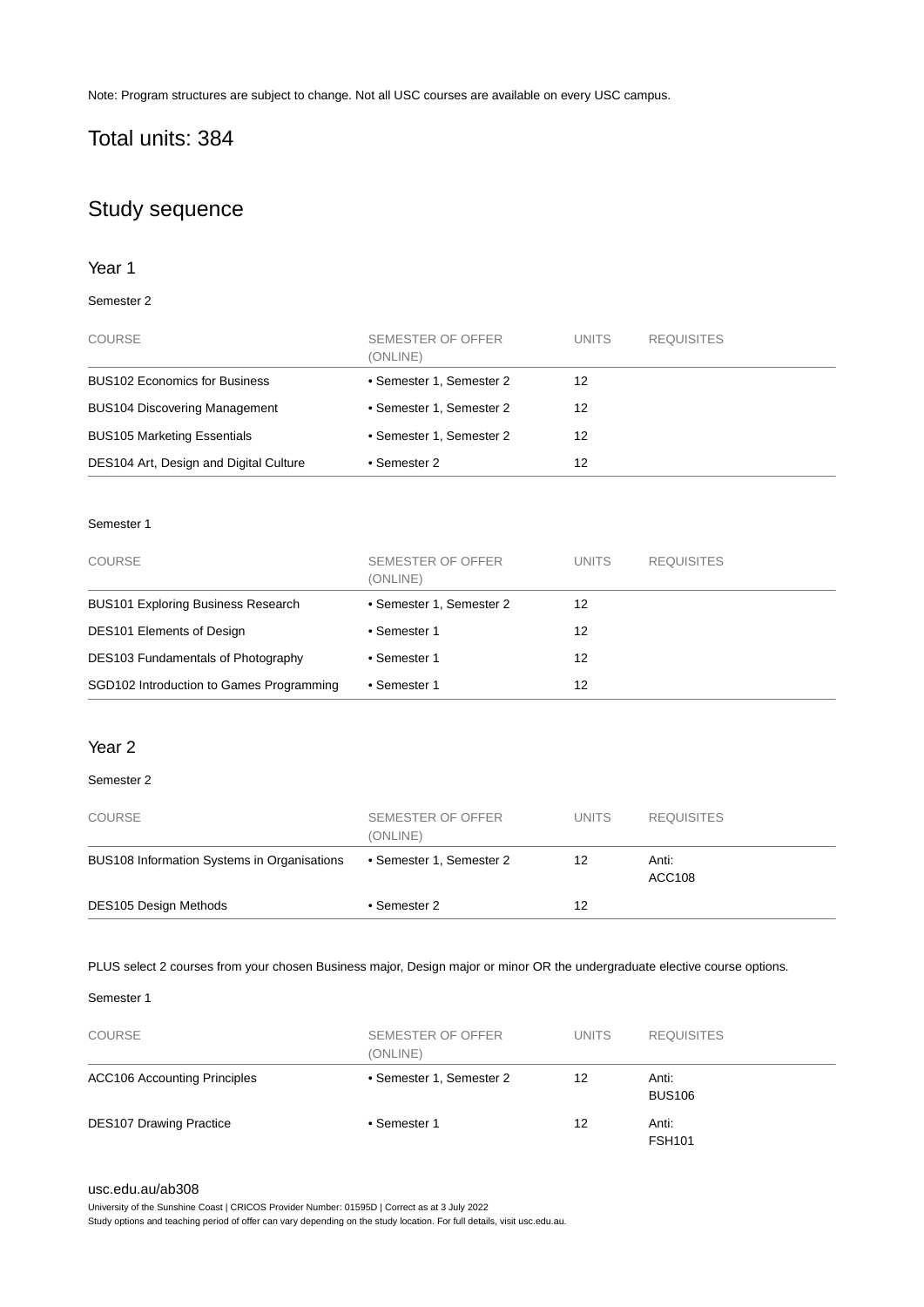Note: Program structures are subject to change. Not all USC courses are available on every USC campus.

## Total units: 384

## Study sequence

### Year 1

Semester 2

| COURSE | SEMESTER OF OFFER (ONLINE) | UNITS | REQUISITES |
|---|---|---|---|
| BUS102 Economics for Business | • Semester 1, Semester 2 | 12 | |
| BUS104 Discovering Management | • Semester 1, Semester 2 | 12 | |
| BUS105 Marketing Essentials | • Semester 1, Semester 2 | 12 | |
| DES104 Art, Design and Digital Culture | • Semester 2 | 12 | |

Semester 1

| COURSE | SEMESTER OF OFFER (ONLINE) | UNITS | REQUISITES |
|---|---|---|---|
| BUS101 Exploring Business Research | • Semester 1, Semester 2 | 12 | |
| DES101 Elements of Design | • Semester 1 | 12 | |
| DES103 Fundamentals of Photography | • Semester 1 | 12 | |
| SGD102 Introduction to Games Programming | • Semester 1 | 12 | |

### Year 2

Semester 2

| COURSE | SEMESTER OF OFFER (ONLINE) | UNITS | REQUISITES |
|---|---|---|---|
| BUS108 Information Systems in Organisations | • Semester 1, Semester 2 | 12 | Anti: ACC108 |
| DES105 Design Methods | • Semester 2 | 12 | |

PLUS select 2 courses from your chosen Business major, Design major or minor OR the undergraduate elective course options.

Semester 1

| COURSE | SEMESTER OF OFFER (ONLINE) | UNITS | REQUISITES |
|---|---|---|---|
| ACC106 Accounting Principles | • Semester 1, Semester 2 | 12 | Anti: BUS106 |
| DES107 Drawing Practice | • Semester 1 | 12 | Anti: FSH101 |

usc.edu.au/ab308

University of the Sunshine Coast | CRICOS Provider Number: 01595D | Correct as at 3 July 2022

Study options and teaching period of offer can vary depending on the study location. For full details, visit usc.edu.au.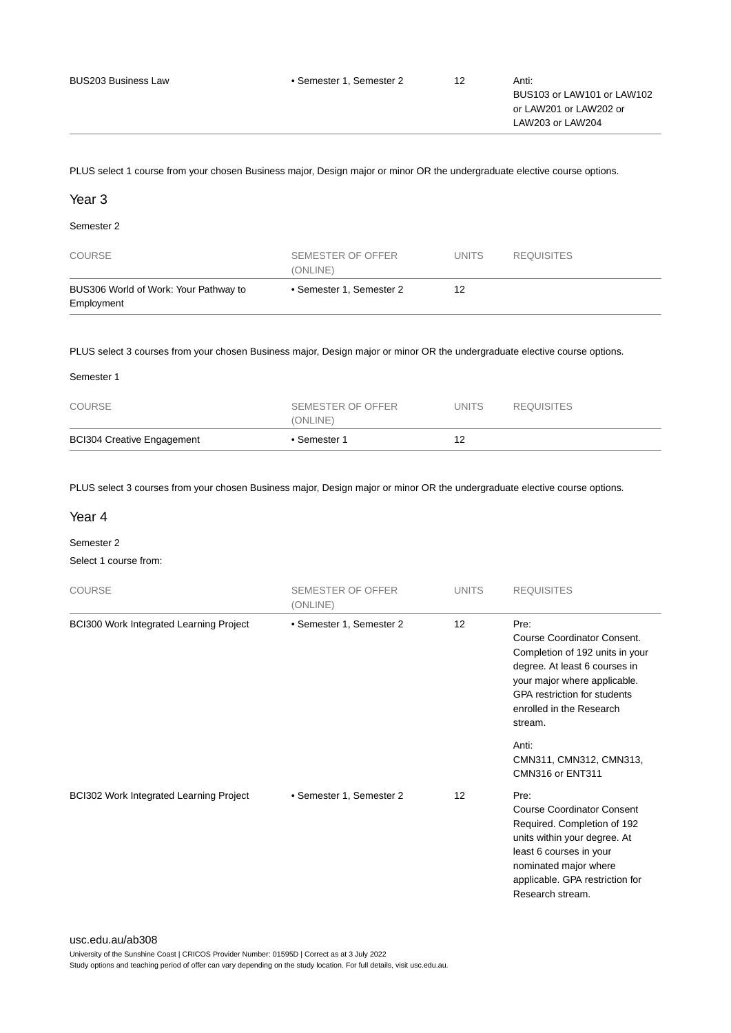| COURSE | SEMESTER OF OFFER (ONLINE) | UNITS | REQUISITES |
|---|---|---|---|
| BUS203 Business Law | • Semester 1, Semester 2 | 12 | Anti: BUS103 or LAW101 or LAW102 or LAW201 or LAW202 or LAW203 or LAW204 |

PLUS select 1 course from your chosen Business major, Design major or minor OR the undergraduate elective course options.

## Year 3

Semester 2

| COURSE | SEMESTER OF OFFER (ONLINE) | UNITS | REQUISITES |
|---|---|---|---|
| BUS306 World of Work: Your Pathway to Employment | • Semester 1, Semester 2 | 12 | |

PLUS select 3 courses from your chosen Business major, Design major or minor OR the undergraduate elective course options.

Semester 1

| COURSE | SEMESTER OF OFFER (ONLINE) | UNITS | REQUISITES |
|---|---|---|---|
| BCI304 Creative Engagement | • Semester 1 | 12 | |

PLUS select 3 courses from your chosen Business major, Design major or minor OR the undergraduate elective course options.

## Year 4

Semester 2

Select 1 course from:

| COURSE | SEMESTER OF OFFER (ONLINE) | UNITS | REQUISITES |
|---|---|---|---|
| BCI300 Work Integrated Learning Project | • Semester 1, Semester 2 | 12 | Pre: Course Coordinator Consent. Completion of 192 units in your degree. At least 6 courses in your major where applicable. GPA restriction for students enrolled in the Research stream. Anti: CMN311, CMN312, CMN313, CMN316 or ENT311 |
| BCI302 Work Integrated Learning Project | • Semester 1, Semester 2 | 12 | Pre: Course Coordinator Consent Required. Completion of 192 units within your degree. At least 6 courses in your nominated major where applicable. GPA restriction for Research stream. |

usc.edu.au/ab308

University of the Sunshine Coast | CRICOS Provider Number: 01595D | Correct as at 3 July 2022

Study options and teaching period of offer can vary depending on the study location. For full details, visit usc.edu.au.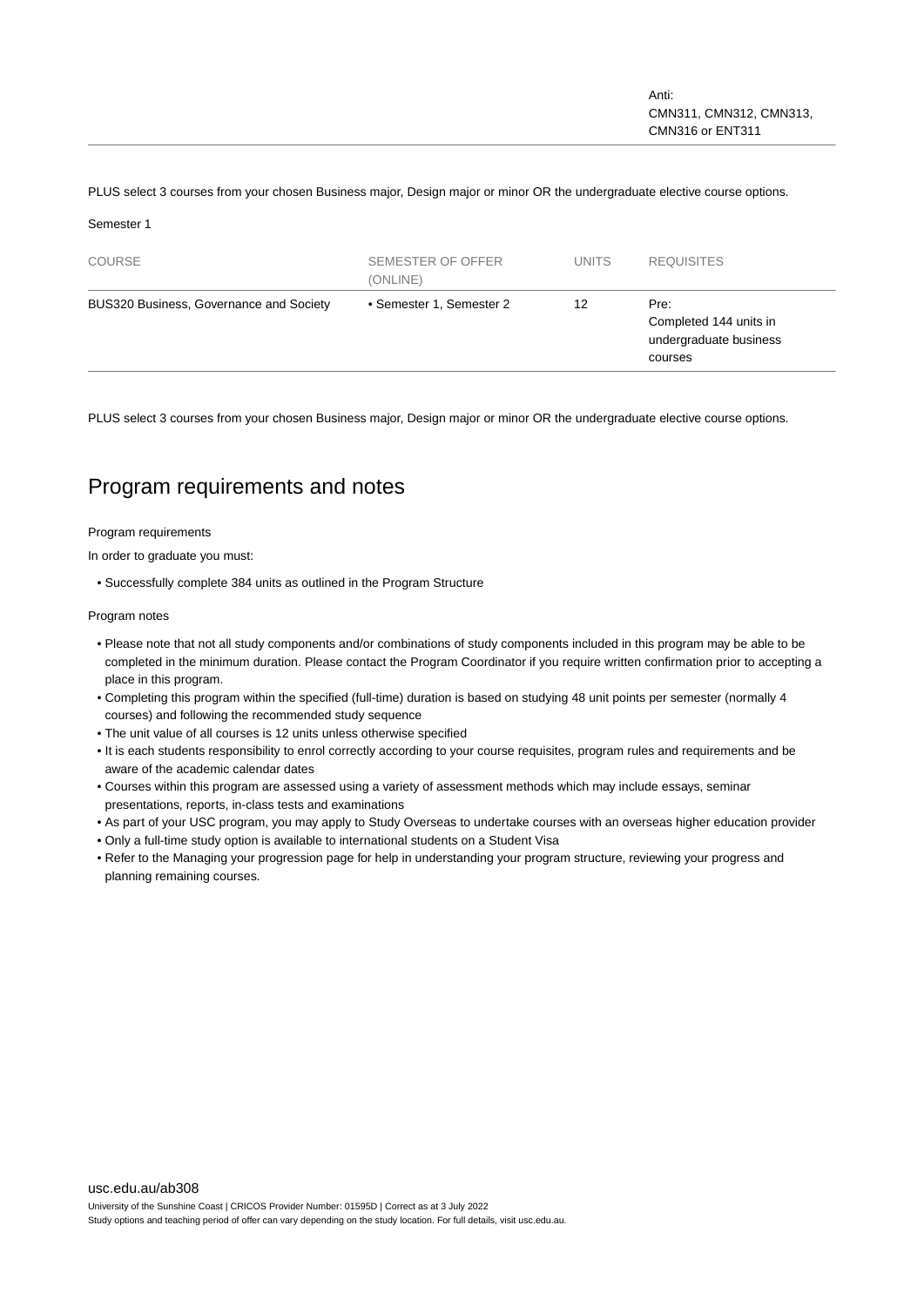| | | | |
|---|---|---|---|
| | | | Anti: CMN311, CMN312, CMN313, CMN316 or ENT311 |

PLUS select 3 courses from your chosen Business major, Design major or minor OR the undergraduate elective course options.

Semester 1

| COURSE | SEMESTER OF OFFER (ONLINE) | UNITS | REQUISITES |
|---|---|---|---|
| BUS320 Business, Governance and Society | • Semester 1, Semester 2 | 12 | Pre: Completed 144 units in undergraduate business courses |

PLUS select 3 courses from your chosen Business major, Design major or minor OR the undergraduate elective course options.

## Program requirements and notes

Program requirements

In order to graduate you must:

- Successfully complete 384 units as outlined in the Program Structure

Program notes

- Please note that not all study components and/or combinations of study components included in this program may be able to be completed in the minimum duration. Please contact the Program Coordinator if you require written confirmation prior to accepting a place in this program.
- Completing this program within the specified (full-time) duration is based on studying 48 unit points per semester (normally 4 courses) and following the recommended study sequence
- The unit value of all courses is 12 units unless otherwise specified
- It is each students responsibility to enrol correctly according to your course requisites, program rules and requirements and be aware of the academic calendar dates
- Courses within this program are assessed using a variety of assessment methods which may include essays, seminar presentations, reports, in-class tests and examinations
- As part of your USC program, you may apply to Study Overseas to undertake courses with an overseas higher education provider
- Only a full-time study option is available to international students on a Student Visa
- Refer to the Managing your progression page for help in understanding your program structure, reviewing your progress and planning remaining courses.